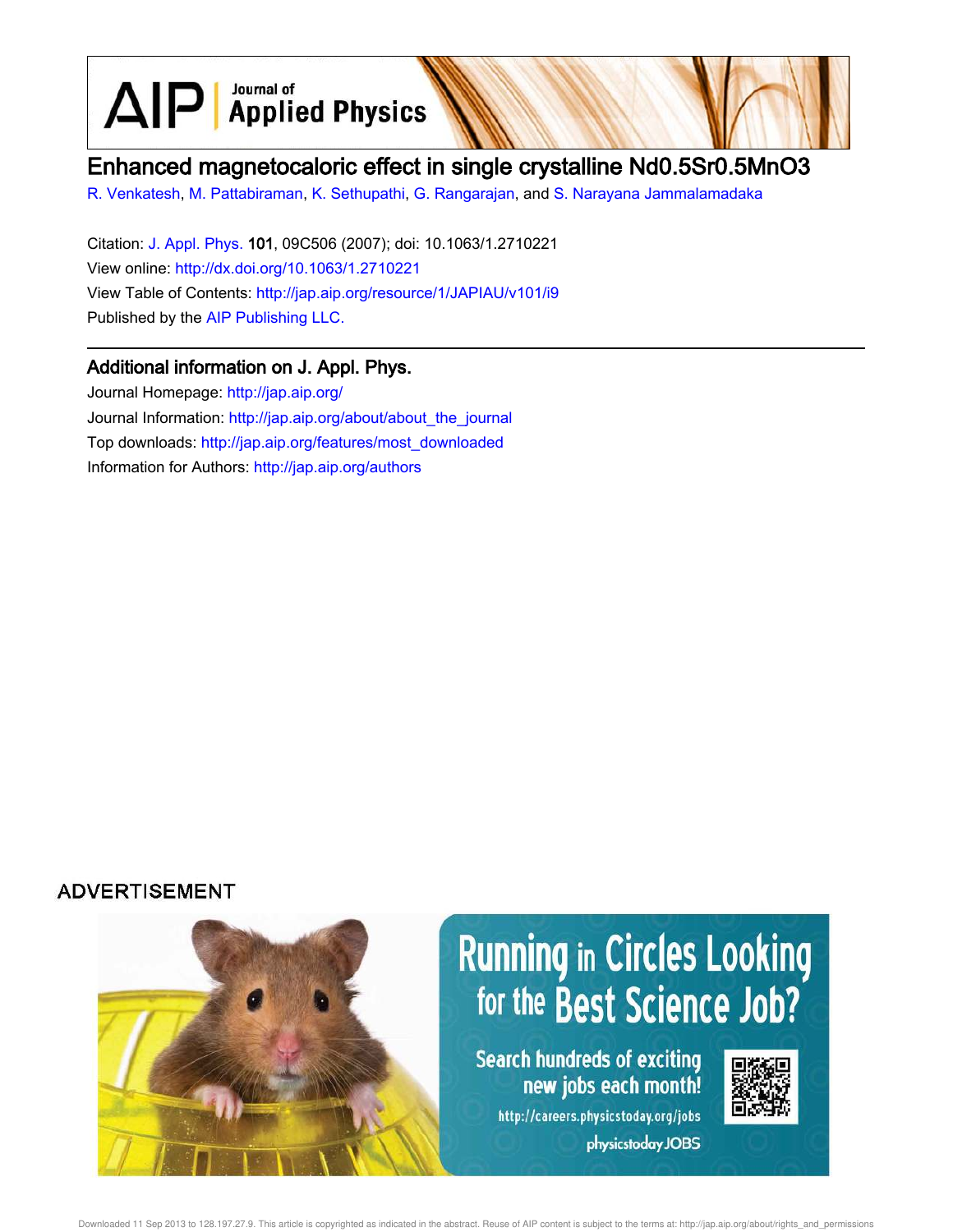# Enhanced magnetocaloric effect in single crystalline Nd0.5Sr0.5MnO3

R. Venkatesh, M. Pattabiraman, K. Sethupathi, G. Rangarajan, and S. Narayana Jammalamadaka

Citation: J. Appl. Phys. **101**, 09C506 (2007); doi: 10.1063/1.2710221

View online: http://dx.doi.org/10.1063/1.2710221

View Table of Contents: http://jap.aip.org/resource/1/JAPIAU/v101/i9

Published by the AIP Publishing LLC.

## Additional information on J. Appl. Phys.

Journal Homepage: http://jap.aip.org/

Journal Information: http://jap.aip.org/about/about_the_journal

Top downloads: http://jap.aip.org/features/most_downloaded

Information for Authors: http://jap.aip.org/authors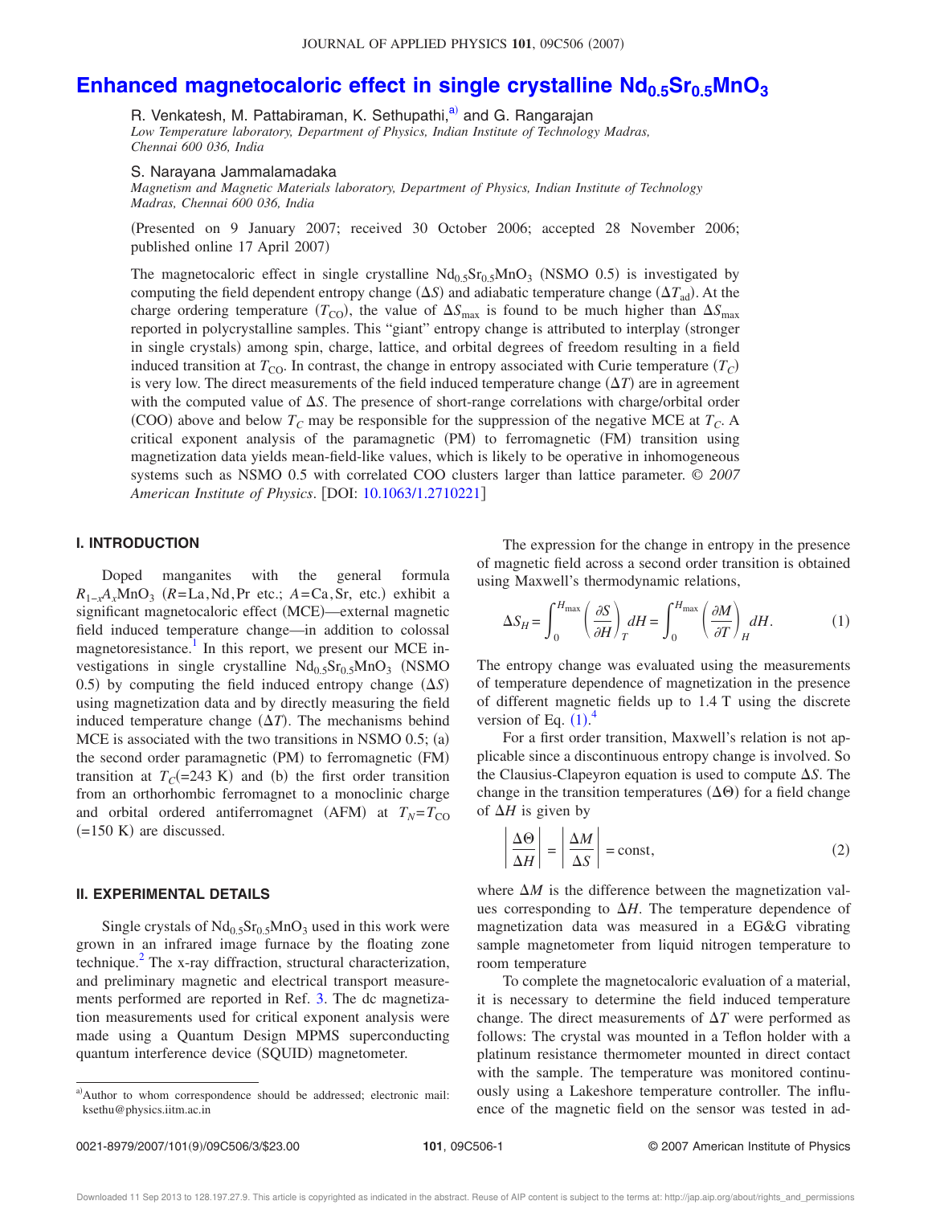# Enhanced magnetocaloric effect in single crystalline $Nd_{0.5}Sr_{0.5}MnO_3$

R. Venkatesh, M. Pattabiraman, K. Sethupathi,[a] and G. Rangarajan

*Low Temperature laboratory, Department of Physics, Indian Institute of Technology Madras, Chennai 600 036, India*

S. Narayana Jammalamadaka

*Magnetism and Magnetic Materials laboratory, Department of Physics, Indian Institute of Technology Madras, Chennai 600 036, India*

(Presented on 9 January 2007; received 30 October 2006; accepted 28 November 2006; published online 17 April 2007)

The magnetocaloric effect in single crystalline $Nd_{0.5}Sr_{0.5}MnO_3$ (NSMO 0.5) is investigated by computing the field dependent entropy change ($\Delta S$) and adiabatic temperature change ($\Delta T_{ad}$). At the charge ordering temperature ($T_{CO}$), the value of $\Delta S_{max}$ is found to be much higher than $\Delta S_{max}$ reported in polycrystalline samples. This "giant" entropy change is attributed to interplay (stronger in single crystals) among spin, charge, lattice, and orbital degrees of freedom resulting in a field induced transition at $T_{CO}$. In contrast, the change in entropy associated with Curie temperature ($T_C$) is very low. The direct measurements of the field induced temperature change ($\Delta T$) are in agreement with the computed value of $\Delta S$. The presence of short-range correlations with charge/orbital order (COO) above and below $T_C$ may be responsible for the suppression of the negative MCE at $T_C$. A critical exponent analysis of the paramagnetic (PM) to ferromagnetic (FM) transition using magnetization data yields mean-field-like values, which is likely to be operative in inhomogeneous systems such as NSMO 0.5 with correlated COO clusters larger than lattice parameter. © *2007 American Institute of Physics*. [DOI: 10.1063/1.2710221]

## I. INTRODUCTION

Doped manganites with the general formula $R_{1-x}A_xMnO_3$ ($R$=La, Nd, Pr etc.; $A$=Ca, Sr, etc.) exhibit a significant magnetocaloric effect (MCE)—external magnetic field induced temperature change—in addition to colossal magnetoresistance.[1] In this report, we present our MCE investigations in single crystalline $Nd_{0.5}Sr_{0.5}MnO_3$ (NSMO 0.5) by computing the field induced entropy change ($\Delta S$) using magnetization data and by directly measuring the field induced temperature change ($\Delta T$). The mechanisms behind MCE is associated with the two transitions in NSMO 0.5; (a) the second order paramagnetic (PM) to ferromagnetic (FM) transition at $T_C$(=243 K) and (b) the first order transition from an orthorhombic ferromagnet to a monoclinic charge and orbital ordered antiferromagnet (AFM) at $T_N = T_{CO}$ (=150 K) are discussed.

## II. EXPERIMENTAL DETAILS

Single crystals of $Nd_{0.5}Sr_{0.5}MnO_3$ used in this work were grown in an infrared image furnace by the floating zone technique.[2] The x-ray diffraction, structural characterization, and preliminary magnetic and electrical transport measurements performed are reported in Ref. 3. The dc magnetization measurements used for critical exponent analysis were made using a Quantum Design MPMS superconducting quantum interference device (SQUID) magnetometer.

The expression for the change in entropy in the presence of magnetic field across a second order transition is obtained using Maxwell's thermodynamic relations,

$$\Delta S_H = \int_0^{H_{max}} \left(\frac{\partial S}{\partial H}\right)_T dH = \int_0^{H_{max}} \left(\frac{\partial M}{\partial T}\right)_H dH. \quad (1)$$

The entropy change was evaluated using the measurements of temperature dependence of magnetization in the presence of different magnetic fields up to 1.4 T using the discrete version of Eq. (1).[4]

For a first order transition, Maxwell's relation is not applicable since a discontinuous entropy change is involved. So the Clausius-Clapeyron equation is used to compute $\Delta S$. The change in the transition temperatures ($\Delta\Theta$) for a field change of $\Delta H$ is given by

$$\left|\frac{\Delta\Theta}{\Delta H}\right| = \left|\frac{\Delta M}{\Delta S}\right| = \text{const}, \quad (2)$$

where $\Delta M$ is the difference between the magnetization values corresponding to $\Delta H$. The temperature dependence of magnetization data was measured in a EG&G vibrating sample magnetometer from liquid nitrogen temperature to room temperature

To complete the magnetocaloric evaluation of a material, it is necessary to determine the field induced temperature change. The direct measurements of $\Delta T$ were performed as follows: The crystal was mounted in a Teflon holder with a platinum resistance thermometer mounted in direct contact with the sample. The temperature was monitored continuously using a Lakeshore temperature controller. The influence of the magnetic field on the sensor was tested in ad-

[a] Author to whom correspondence should be addressed; electronic mail: ksethu@physics.iitm.ac.in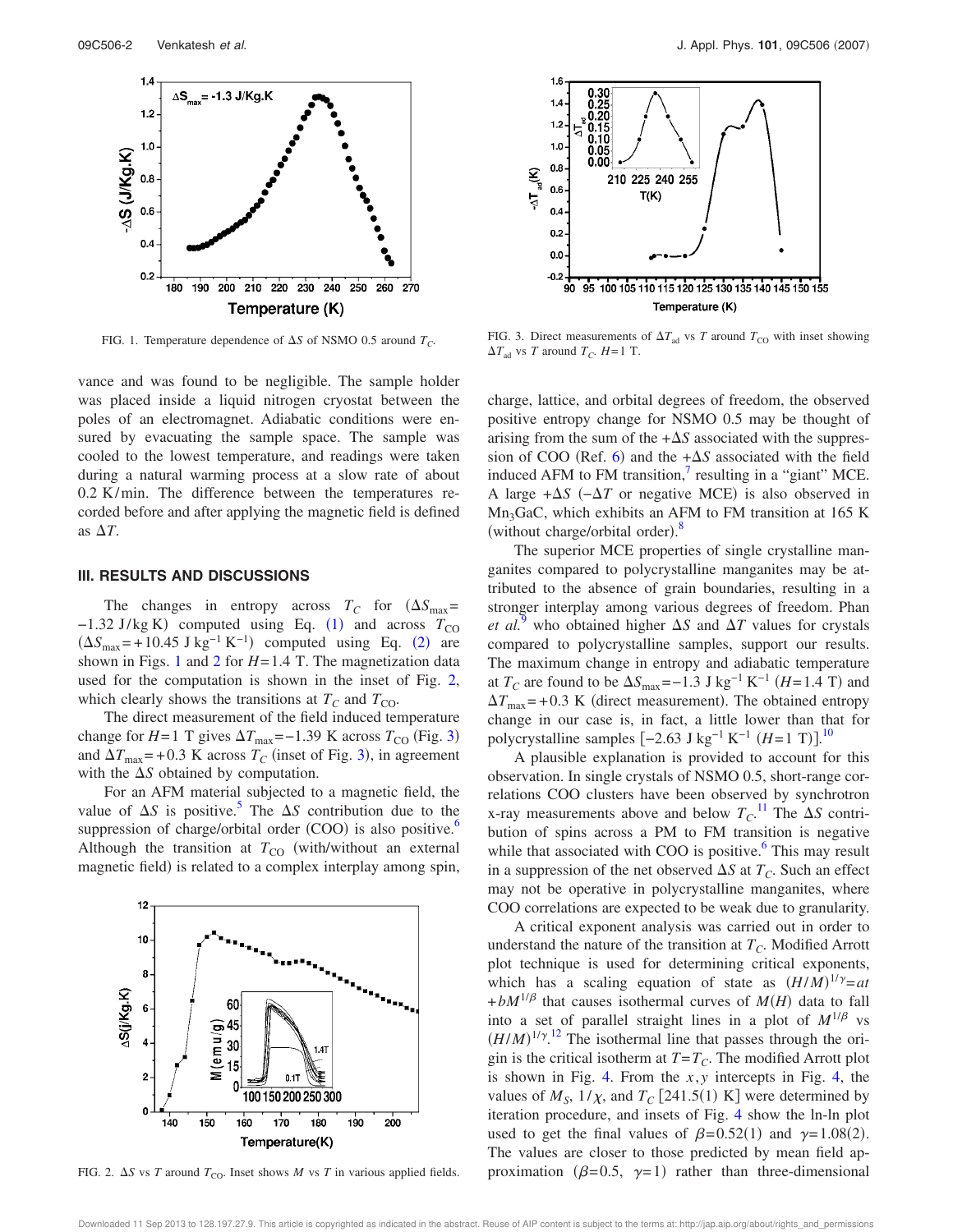FIG. 1. Temperature dependence of $\Delta S$ of NSMO 0.5 around $T_C$.

FIG. 3. Direct measurements of $\Delta T_{ad}$ vs $T$ around $T_{CO}$ with inset showing $\Delta T_{ad}$ vs $T$ around $T_C$. $H=1$ T.

vance and was found to be negligible. The sample holder was placed inside a liquid nitrogen cryostat between the poles of an electromagnet. Adiabatic conditions were ensured by evacuating the sample space. The sample was cooled to the lowest temperature, and readings were taken during a natural warming process at a slow rate of about 0.2 K/min. The difference between the temperatures recorded before and after applying the magnetic field is defined as $\Delta T$.

## III. RESULTS AND DISCUSSIONS

The changes in entropy across $T_C$ for ($\Delta S_{max} = -1.32$ J/kg K) computed using Eq. (1) and across $T_{CO}$ ($\Delta S_{max} = +10.45$ J kg$^{-1}$ K$^{-1}$) computed using Eq. (2) are shown in Figs. 1 and 2 for $H=1.4$ T. The magnetization data used for the computation is shown in the inset of Fig. 2, which clearly shows the transitions at $T_C$ and $T_{CO}$.

The direct measurement of the field induced temperature change for $H=1$ T gives $\Delta T_{max} = -1.39$ K across $T_{CO}$ (Fig. 3) and $\Delta T_{max} = +0.3$ K across $T_C$ (inset of Fig. 3), in agreement with the $\Delta S$ obtained by computation.

For an AFM material subjected to a magnetic field, the value of $\Delta S$ is positive.[5] The $\Delta S$ contribution due to the suppression of charge/orbital order (COO) is also positive.[6] Although the transition at $T_{CO}$ (with/without an external magnetic field) is related to a complex interplay among spin, charge, lattice, and orbital degrees of freedom, the observed positive entropy change for NSMO 0.5 may be thought of arising from the sum of the $+\Delta S$ associated with the suppression of COO (Ref. 6) and the $+\Delta S$ associated with the field induced AFM to FM transition,[7] resulting in a "giant" MCE. A large $+\Delta S$ ($-\Delta T$ or negative MCE) is also observed in $Mn_3GaC$, which exhibits an AFM to FM transition at 165 K (without charge/orbital order).[8]

FIG. 2. $\Delta S$ vs $T$ around $T_{CO}$. Inset shows $M$ vs $T$ in various applied fields.

The superior MCE properties of single crystalline manganites compared to polycrystalline manganites may be attributed to the absence of grain boundaries, resulting in a stronger interplay among various degrees of freedom. Phan *et al.*[9] who obtained higher $\Delta S$ and $\Delta T$ values for crystals compared to polycrystalline samples, support our results. The maximum change in entropy and adiabatic temperature at $T_C$ are found to be $\Delta S_{max} = -1.3$ J kg$^{-1}$ K$^{-1}$ ($H=1.4$ T) and $\Delta T_{max} = +0.3$ K (direct measurement). The obtained entropy change in our case is, in fact, a little lower than that for polycrystalline samples [$-2.63$ J kg$^{-1}$ K$^{-1}$ ($H=1$ T)].[10]

A plausible explanation is provided to account for this observation. In single crystals of NSMO 0.5, short-range correlations COO clusters have been observed by synchrotron x-ray measurements above and below $T_C$.[11] The $\Delta S$ contribution of spins across a PM to FM transition is negative while that associated with COO is positive.[6] This may result in a suppression of the net observed $\Delta S$ at $T_C$. Such an effect may not be operative in polycrystalline manganites, where COO correlations are expected to be weak due to granularity.

A critical exponent analysis was carried out in order to understand the nature of the transition at $T_C$. Modified Arrott plot technique is used for determining critical exponents, which has a scaling equation of state as $(H/M)^{1/\gamma} = at + bM^{1/\beta}$ that causes isothermal curves of $M(H)$ data to fall into a set of parallel straight lines in a plot of $M^{1/\beta}$ vs $(H/M)^{1/\gamma}$.[12] The isothermal line that passes through the origin is the critical isotherm at $T=T_C$. The modified Arrott plot is shown in Fig. 4. From the $x,y$ intercepts in Fig. 4, the values of $M_S$, $1/\chi$, and $T_C$ [241.5(1) K] were determined by iteration procedure, and insets of Fig. 4 show the ln-ln plot used to get the final values of $\beta=0.52(1)$ and $\gamma=1.08(2)$. The values are closer to those predicted by mean field approximation ($\beta=0.5$, $\gamma=1$) rather than three-dimensional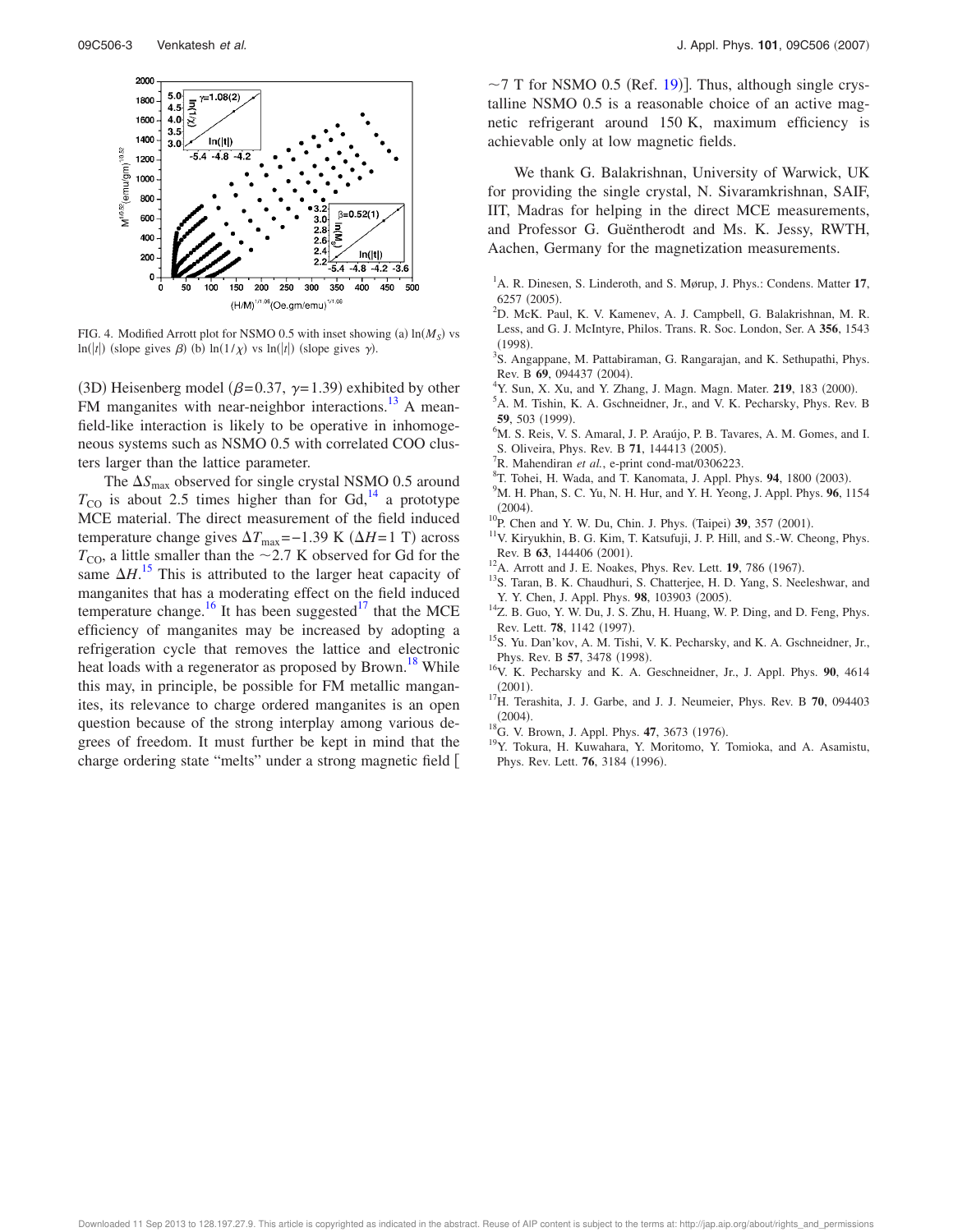$M^{1/0.52}$(emu/gm)$^{1/0.52}$

2000
1800
1600
1400
1200
1000
800
600
400
200
0

0 50 100 150 200 250 300 350 400 450 500

$(H/M)^{1/1.08}$(Oe.gm/emu)$^{1/1.08}$

$\gamma$=1.08(2)

ln(1/$\chi$)

5.0
4.5
4.0
3.5
3.0

ln(|t|)

-5.4 -4.8 -4.2

$\beta$=0.52(1)

ln($M_S$)

3.2
3.0
2.8
2.6
2.4
2.2

ln(|t|)

-5.4 -4.8 -4.2 -3.6

FIG. 4. Modified Arrott plot for NSMO 0.5 with inset showing (a) $\ln(M_S)$ vs $\ln(|t|)$ (slope gives $\beta$) (b) $\ln(1/\chi)$ vs $\ln(|t|)$ (slope gives $\gamma$).

(3D) Heisenberg model ($\beta$=0.37, $\gamma$=1.39) exhibited by other FM manganites with near-neighbor interactions.[13] A mean-field-like interaction is likely to be operative in inhomogeneous systems such as NSMO 0.5 with correlated COO clusters larger than the lattice parameter.

The $\Delta S_{\max}$ observed for single crystal NSMO 0.5 around $T_{\rm CO}$ is about 2.5 times higher than for Gd,[14] a prototype MCE material. The direct measurement of the field induced temperature change gives $\Delta T_{\max}=-1.39$ K ($\Delta H=1$ T) across $T_{\rm CO}$, a little smaller than the $\sim$2.7 K observed for Gd for the same $\Delta H$.[15] This is attributed to the larger heat capacity of manganites that has a moderating effect on the field induced temperature change.[16] It has been suggested[17] that the MCE efficiency of manganites may be increased by adopting a refrigeration cycle that removes the lattice and electronic heat loads with a regenerator as proposed by Brown.[18] While this may, in principle, be possible for FM metallic manganites, its relevance to charge ordered manganites is an open question because of the strong interplay among various degrees of freedom. It must further be kept in mind that the charge ordering state "melts" under a strong magnetic field [$\sim$7 T for NSMO 0.5 (Ref. 19)]. Thus, although single crystalline NSMO 0.5 is a reasonable choice of an active magnetic refrigerant around 150 K, maximum efficiency is achievable only at low magnetic fields.

We thank G. Balakrishnan, University of Warwick, UK for providing the single crystal, N. Sivaramkrishnan, SAIF, IIT, Madras for helping in the direct MCE measurements, and Professor G. Guëntherodt and Ms. K. Jessy, RWTH, Aachen, Germany for the magnetization measurements.

[1] A. R. Dinesen, S. Linderoth, and S. Mørup, J. Phys.: Condens. Matter **17**, 6257 (2005).
[2] D. McK. Paul, K. V. Kamenev, A. J. Campbell, G. Balakrishnan, M. R. Less, and G. J. McIntyre, Philos. Trans. R. Soc. London, Ser. A **356**, 1543 (1998).
[3] S. Angappane, M. Pattabiraman, G. Rangarajan, and K. Sethupathi, Phys. Rev. B **69**, 094437 (2004).
[4] Y. Sun, X. Xu, and Y. Zhang, J. Magn. Magn. Mater. **219**, 183 (2000).
[5] A. M. Tishin, K. A. Gschneidner, Jr., and V. K. Pecharsky, Phys. Rev. B **59**, 503 (1999).
[6] M. S. Reis, V. S. Amaral, J. P. Araújo, P. B. Tavares, A. M. Gomes, and I. S. Oliveira, Phys. Rev. B **71**, 144413 (2005).
[7] R. Mahendiran *et al.*, e-print cond-mat/0306223.
[8] T. Tohei, H. Wada, and T. Kanomata, J. Appl. Phys. **94**, 1800 (2003).
[9] M. H. Phan, S. C. Yu, N. H. Hur, and Y. H. Yeong, J. Appl. Phys. **96**, 1154 (2004).
[10] P. Chen and Y. W. Du, Chin. J. Phys. (Taipei) **39**, 357 (2001).
[11] V. Kiryukhin, B. G. Kim, T. Katsufuji, J. P. Hill, and S.-W. Cheong, Phys. Rev. B **63**, 144406 (2001).
[12] A. Arrott and J. E. Noakes, Phys. Rev. Lett. **19**, 786 (1967).
[13] S. Taran, B. K. Chaudhuri, S. Chatterjee, H. D. Yang, S. Neeleshwar, and Y. Y. Chen, J. Appl. Phys. **98**, 103903 (2005).
[14] Z. B. Guo, Y. W. Du, J. S. Zhu, H. Huang, W. P. Ding, and D. Feng, Phys. Rev. Lett. **78**, 1142 (1997).
[15] S. Yu. Dan'kov, A. M. Tishi, V. K. Pecharsky, and K. A. Gschneidner, Jr., Phys. Rev. B **57**, 3478 (1998).
[16] V. K. Pecharsky and K. A. Geschneidner, Jr., J. Appl. Phys. **90**, 4614 (2001).
[17] H. Terashita, J. J. Garbe, and J. J. Neumeier, Phys. Rev. B **70**, 094403 (2004).
[18] G. V. Brown, J. Appl. Phys. **47**, 3673 (1976).
[19] Y. Tokura, H. Kuwahara, Y. Moritomo, Y. Tomioka, and A. Asamistu, Phys. Rev. Lett. **76**, 3184 (1996).